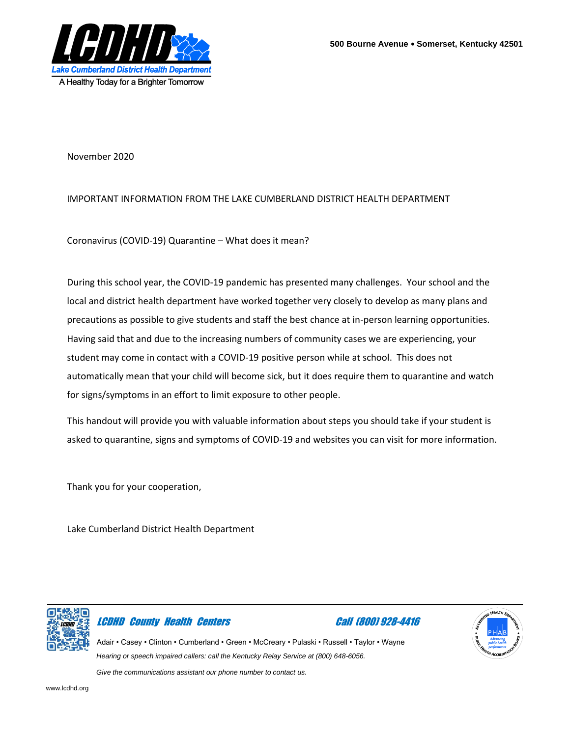**LCDHD**
**Lake Cumberland District Health Department**
A Healthy Today for a Brighter Tomorrow

**500 Bourne Avenue • Somerset, Kentucky 42501**

November 2020

IMPORTANT INFORMATION FROM THE LAKE CUMBERLAND DISTRICT HEALTH DEPARTMENT

Coronavirus (COVID-19) Quarantine – What does it mean?

During this school year, the COVID-19 pandemic has presented many challenges. Your school and the local and district health department have worked together very closely to develop as many plans and precautions as possible to give students and staff the best chance at in-person learning opportunities. Having said that and due to the increasing numbers of community cases we are experiencing, your student may come in contact with a COVID-19 positive person while at school. This does not automatically mean that your child will become sick, but it does require them to quarantine and watch for signs/symptoms in an effort to limit exposure to other people.

This handout will provide you with valuable information about steps you should take if your student is asked to quarantine, signs and symptoms of COVID-19 and websites you can visit for more information.

Thank you for your cooperation,

Lake Cumberland District Health Department

---

***LCDHD County Health Centers*** ***Call (800) 928-4416***

Adair • Casey • Clinton • Cumberland • Green • McCreary • Pulaski • Russell • Taylor • Wayne

*Hearing or speech impaired callers: call the Kentucky Relay Service at (800) 648-6056.*

*Give the communications assistant our phone number to contact us.*

www.lcdhd.org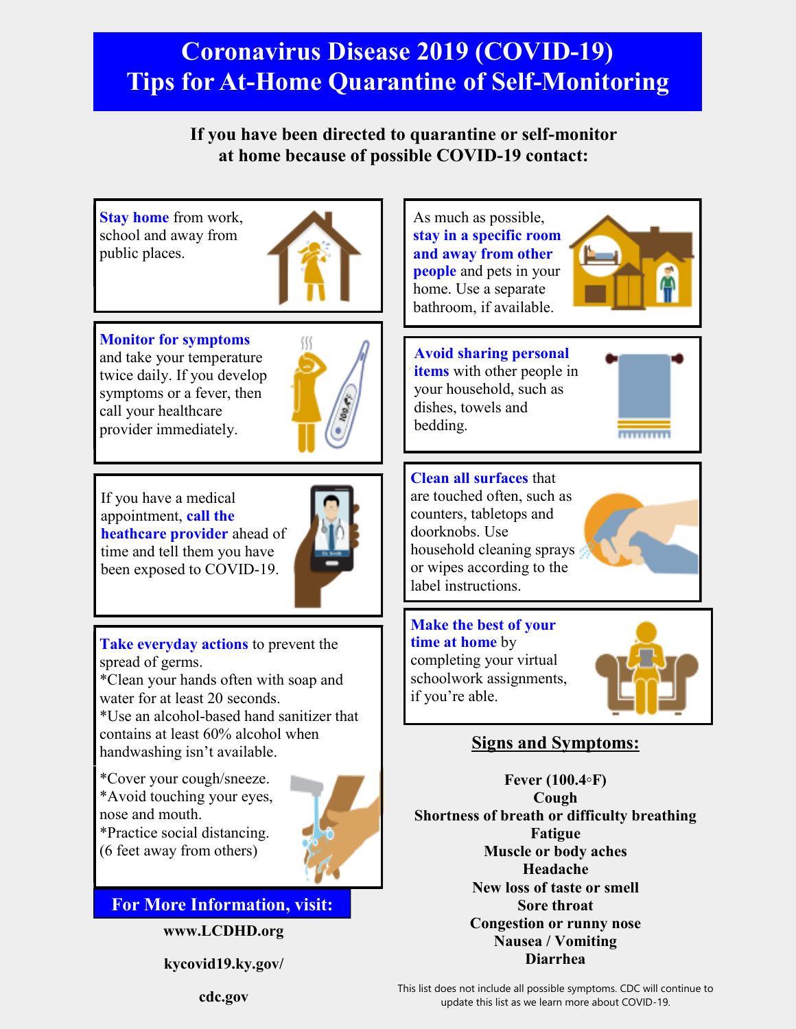# Coronavirus Disease 2019 (COVID-19) Tips for At-Home Quarantine of Self-Monitoring

**If you have been directed to quarantine or self-monitor at home because of possible COVID-19 contact:**

**Stay home** from work, school and away from public places.

**Monitor for symptoms** and take your temperature twice daily. If you develop symptoms or a fever, then call your healthcare provider immediately.

If you have a medical appointment, **call the heathcare provider** ahead of time and tell them you have been exposed to COVID-19.

**Take everyday actions** to prevent the spread of germs.
*Clean your hands often with soap and water for at least 20 seconds.
*Use an alcohol-based hand sanitizer that contains at least 60% alcohol when handwashing isn't available.

*Cover your cough/sneeze.
*Avoid touching your eyes, nose and mouth.
*Practice social distancing. (6 feet away from others)

As much as possible, **stay in a specific room and away from other people** and pets in your home. Use a separate bathroom, if available.

**Avoid sharing personal items** with other people in your household, such as dishes, towels and bedding.

**Clean all surfaces** that are touched often, such as counters, tabletops and doorknobs. Use household cleaning sprays or wipes according to the label instructions.

**Make the best of your time at home** by completing your virtual schoolwork assignments, if you're able.

## For More Information, visit:

**www.LCDHD.org**

**kycovid19.ky.gov/**

**cdc.gov**

## Signs and Symptoms:

**Fever (100.4◦F)**
**Cough**
**Shortness of breath or difficulty breathing**
**Fatigue**
**Muscle or body aches**
**Headache**
**New loss of taste or smell**
**Sore throat**
**Congestion or runny nose**
**Nausea / Vomiting**
**Diarrhea**

This list does not include all possible symptoms. CDC will continue to update this list as we learn more about COVID-19.